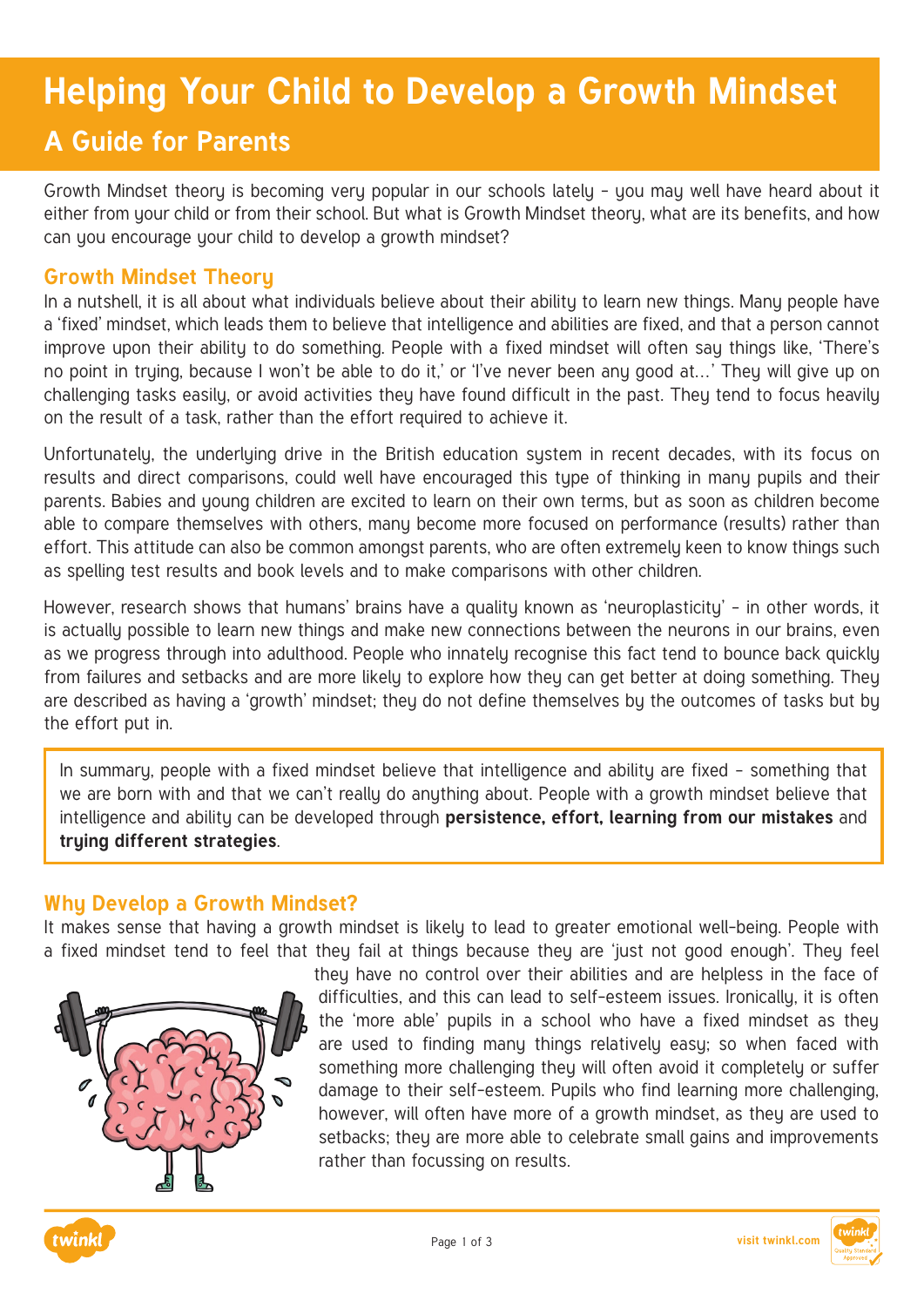# Helping Your Child to Develop a Growth Mindset

## A Guide for Parents

Growth Mindset theory is becoming very popular in our schools lately – you may well have heard about it either from your child or from their school. But what is Growth Mindset theory, what are its benefits, and how can you encourage your child to develop a growth mindset?

### Growth Mindset Theory

In a nutshell, it is all about what individuals believe about their ability to learn new things. Many people have a 'fixed' mindset, which leads them to believe that intelligence and abilities are fixed, and that a person cannot improve upon their ability to do something. People with a fixed mindset will often say things like, 'There's no point in trying, because I won't be able to do it,' or 'I've never been any good at…' They will give up on challenging tasks easily, or avoid activities they have found difficult in the past. They tend to focus heavily on the result of a task, rather than the effort required to achieve it.

Unfortunately, the underlying drive in the British education system in recent decades, with its focus on results and direct comparisons, could well have encouraged this type of thinking in many pupils and their parents. Babies and young children are excited to learn on their own terms, but as soon as children become able to compare themselves with others, many become more focused on performance (results) rather than effort. This attitude can also be common amongst parents, who are often extremely keen to know things such as spelling test results and book levels and to make comparisons with other children.

However, research shows that humans' brains have a quality known as 'neuroplasticity' – in other words, it is actually possible to learn new things and make new connections between the neurons in our brains, even as we progress through into adulthood. People who innately recognise this fact tend to bounce back quickly from failures and setbacks and are more likely to explore how they can get better at doing something. They are described as having a 'growth' mindset; they do not define themselves by the outcomes of tasks but by the effort put in.

> In summary, people with a fixed mindset believe that intelligence and ability are fixed – something that we are born with and that we can't really do anything about. People with a growth mindset believe that intelligence and ability can be developed through **persistence, effort, learning from our mistakes** and **trying different strategies**.

### Why Develop a Growth Mindset?

It makes sense that having a growth mindset is likely to lead to greater emotional well-being. People with a fixed mindset tend to feel that they fail at things because they are 'just not good enough'. They feel they have no control over their abilities and are helpless in the face of difficulties, and this can lead to self-esteem issues. Ironically, it is often the 'more able' pupils in a school who have a fixed mindset as they are used to finding many things relatively easy; so when faced with something more challenging they will often avoid it completely or suffer damage to their self-esteem. Pupils who find learning more challenging, however, will often have more of a growth mindset, as they are used to setbacks; they are more able to celebrate small gains and improvements rather than focussing on results.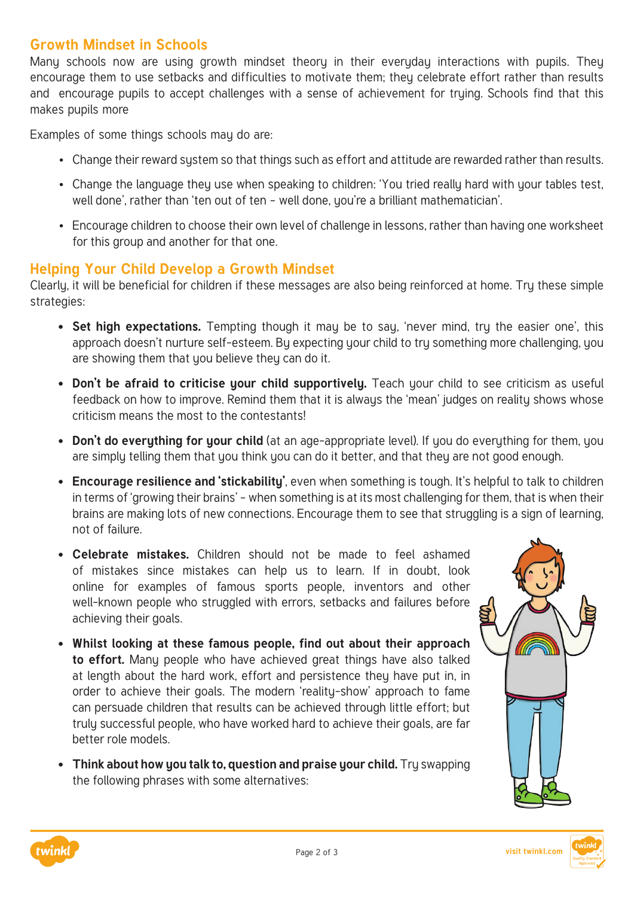## Growth Mindset in Schools

Many schools now are using growth mindset theory in their everyday interactions with pupils. They encourage them to use setbacks and difficulties to motivate them; they celebrate effort rather than results and encourage pupils to accept challenges with a sense of achievement for trying. Schools find that this makes pupils more

Examples of some things schools may do are:

- Change their reward system so that things such as effort and attitude are rewarded rather than results.
- Change the language they use when speaking to children: 'You tried really hard with your tables test, well done', rather than 'ten out of ten – well done, you're a brilliant mathematician'.
- Encourage children to choose their own level of challenge in lessons, rather than having one worksheet for this group and another for that one.

## Helping Your Child Develop a Growth Mindset

Clearly, it will be beneficial for children if these messages are also being reinforced at home. Try these simple strategies:

- **Set high expectations.** Tempting though it may be to say, 'never mind, try the easier one', this approach doesn't nurture self-esteem. By expecting your child to try something more challenging, you are showing them that you believe they can do it.
- **Don't be afraid to criticise your child supportively.** Teach your child to see criticism as useful feedback on how to improve. Remind them that it is always the 'mean' judges on reality shows whose criticism means the most to the contestants!
- **Don't do everything for your child** (at an age-appropriate level). If you do everything for them, you are simply telling them that you think you can do it better, and that they are not good enough.
- **Encourage resilience and 'stickability'**, even when something is tough. It's helpful to talk to children in terms of 'growing their brains' – when something is at its most challenging for them, that is when their brains are making lots of new connections. Encourage them to see that struggling is a sign of learning, not of failure.
- **Celebrate mistakes.** Children should not be made to feel ashamed of mistakes since mistakes can help us to learn. If in doubt, look online for examples of famous sports people, inventors and other well-known people who struggled with errors, setbacks and failures before achieving their goals.
- **Whilst looking at these famous people, find out about their approach to effort.** Many people who have achieved great things have also talked at length about the hard work, effort and persistence they have put in, in order to achieve their goals. The modern 'reality-show' approach to fame can persuade children that results can be achieved through little effort; but truly successful people, who have worked hard to achieve their goals, are far better role models.
- **Think about how you talk to, question and praise your child.** Try swapping the following phrases with some alternatives: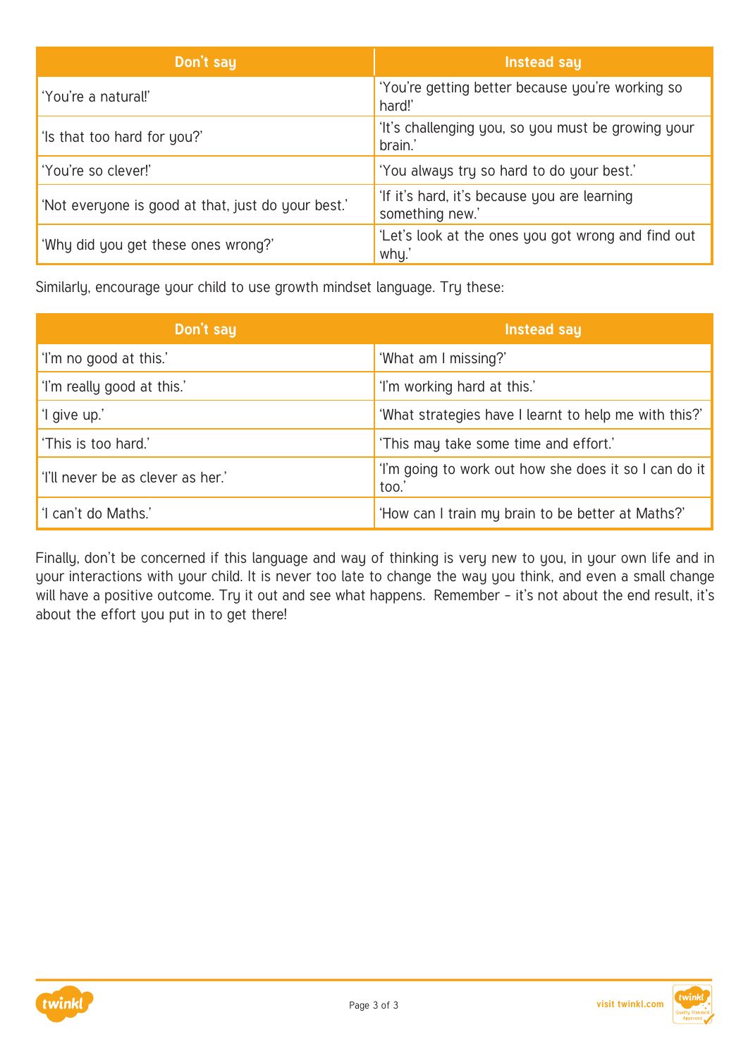| Don't say | Instead say |
| --- | --- |
| 'You're a natural!' | 'You're getting better because you're working so hard!' |
| 'Is that too hard for you?' | 'It's challenging you, so you must be growing your brain.' |
| 'You're so clever!' | 'You always try so hard to do your best.' |
| 'Not everyone is good at that, just do your best.' | 'If it's hard, it's because you are learning something new.' |
| 'Why did you get these ones wrong?' | 'Let's look at the ones you got wrong and find out why.' |

Similarly, encourage your child to use growth mindset language. Try these:

| Don't say | Instead say |
| --- | --- |
| 'I'm no good at this.' | 'What am I missing?' |
| 'I'm really good at this.' | 'I'm working hard at this.' |
| 'I give up.' | 'What strategies have I learnt to help me with this?' |
| 'This is too hard.' | 'This may take some time and effort.' |
| 'I'll never be as clever as her.' | 'I'm going to work out how she does it so I can do it too.' |
| 'I can't do Maths.' | 'How can I train my brain to be better at Maths?' |

Finally, don't be concerned if this language and way of thinking is very new to you, in your own life and in your interactions with your child. It is never too late to change the way you think, and even a small change will have a positive outcome. Try it out and see what happens. Remember – it's not about the end result, it's about the effort you put in to get there!